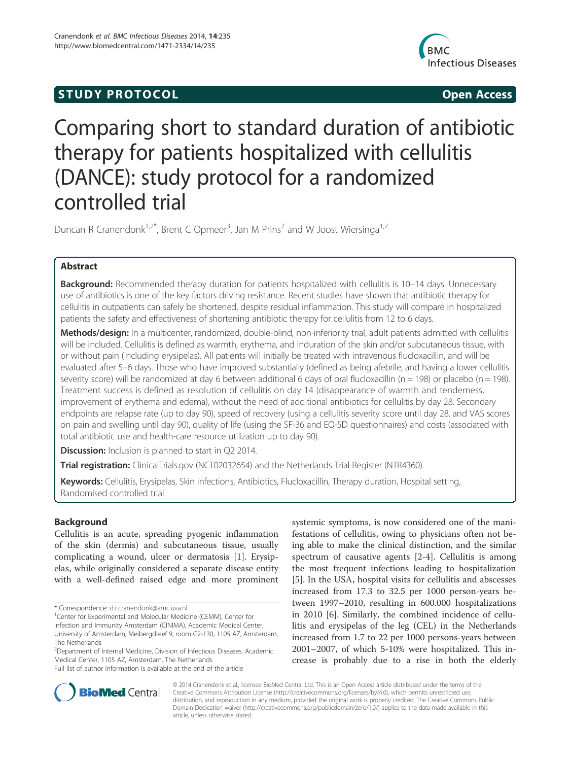STUDY PROTOCOL **Open Access**

# Comparing short to standard duration of antibiotic therapy for patients hospitalized with cellulitis (DANCE): study protocol for a randomized controlled trial

Duncan R Cranendonk[1,2*], Brent C Opmeer[3], Jan M Prins[2] and W Joost Wiersinga[1,2]

## Abstract

**Background:** Recommended therapy duration for patients hospitalized with cellulitis is 10–14 days. Unnecessary use of antibiotics is one of the key factors driving resistance. Recent studies have shown that antibiotic therapy for cellulitis in outpatients can safely be shortened, despite residual inflammation. This study will compare in hospitalized patients the safety and effectiveness of shortening antibiotic therapy for cellulitis from 12 to 6 days.

**Methods/design:** In a multicenter, randomized, double-blind, non-inferiority trial, adult patients admitted with cellulitis will be included. Cellulitis is defined as warmth, erythema, and induration of the skin and/or subcutaneous tissue, with or without pain (including erysipelas). All patients will initially be treated with intravenous flucloxacillin, and will be evaluated after 5–6 days. Those who have improved substantially (defined as being afebrile, and having a lower cellulitis severity score) will be randomized at day 6 between additional 6 days of oral flucloxacillin (n = 198) or placebo (n = 198). Treatment success is defined as resolution of cellulitis on day 14 (disappearance of warmth and tenderness, improvement of erythema and edema), without the need of additional antibiotics for cellulitis by day 28. Secondary endpoints are relapse rate (up to day 90), speed of recovery (using a cellulitis severity score until day 28, and VAS scores on pain and swelling until day 90), quality of life (using the SF-36 and EQ-5D questionnaires) and costs (associated with total antibiotic use and health-care resource utilization up to day 90).

**Discussion:** Inclusion is planned to start in Q2 2014.

**Trial registration:** ClinicalTrials.gov (NCT02032654) and the Netherlands Trial Register (NTR4360).

**Keywords:** Cellulitis, Erysipelas, Skin infections, Antibiotics, Flucloxacillin, Therapy duration, Hospital setting, Randomised controlled trial

## Background

Cellulitis is an acute, spreading pyogenic inflammation of the skin (dermis) and subcutaneous tissue, usually complicating a wound, ulcer or dermatosis [1]. Erysipelas, while originally considered a separate disease entity with a well-defined raised edge and more prominent systemic symptoms, is now considered one of the manifestations of cellulitis, owing to physicians often not being able to make the clinical distinction, and the similar spectrum of causative agents [2-4]. Cellulitis is among the most frequent infections leading to hospitalization [5]. In the USA, hospital visits for cellulitis and abscesses increased from 17.3 to 32.5 per 1000 person-years between 1997–2010, resulting in 600.000 hospitalizations in 2010 [6]. Similarly, the combined incidence of cellulitis and erysipelas of the leg (CEL) in the Netherlands increased from 1.7 to 22 per 1000 persons-years between 2001–2007, of which 5-10% were hospitalized. This increase is probably due to a rise in both the elderly

\* Correspondence: d.r.cranendonk@amc.uva.nl

[1]Center for Experimental and Molecular Medicine (CEMM), Center for Infection and Immunity Amsterdam (CINIMA), Academic Medical Center, University of Amsterdam, Meibergdreef 9, room G2-130, 1105 AZ, Amsterdam, The Netherlands

[2]Department of Internal Medicine, Division of Infectious Diseases, Academic Medical Center, 1105 AZ, Amsterdam, The Netherlands

Full list of author information is available at the end of the article

© 2014 Cranendonk et al.; licensee BioMed Central Ltd. This is an Open Access article distributed under the terms of the Creative Commons Attribution License (http://creativecommons.org/licenses/by/4.0), which permits unrestricted use, distribution, and reproduction in any medium, provided the original work is properly credited. The Creative Commons Public Domain Dedication waiver (http://creativecommons.org/publicdomain/zero/1.0/) applies to the data made available in this article, unless otherwise stated.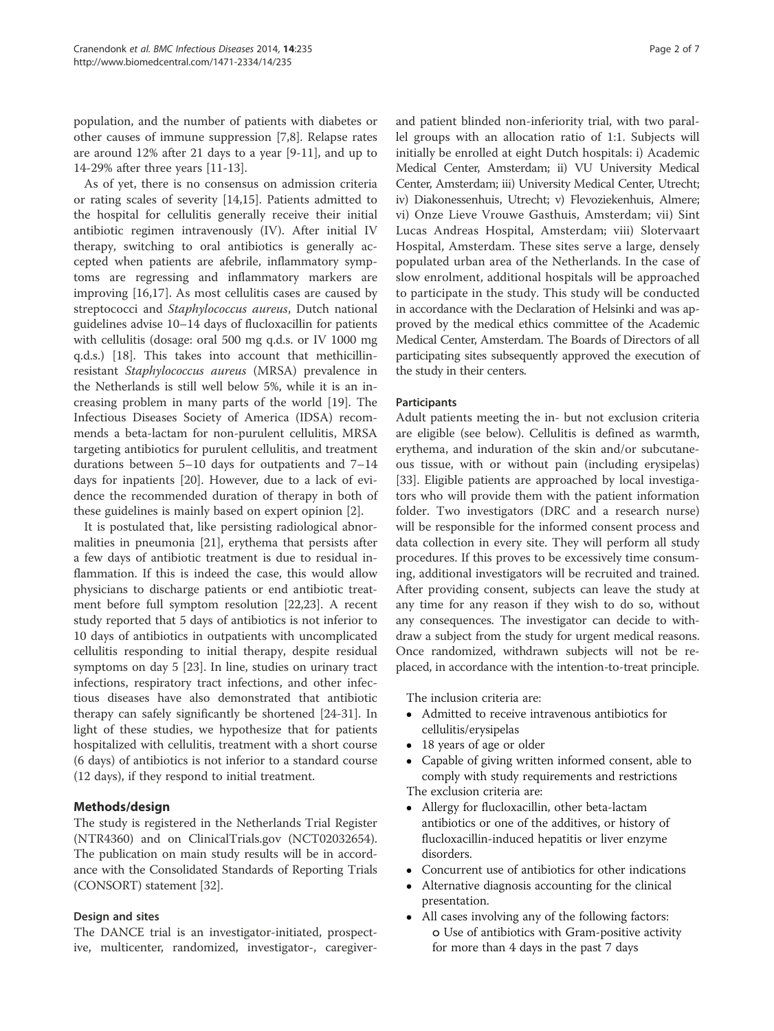population, and the number of patients with diabetes or other causes of immune suppression [7,8]. Relapse rates are around 12% after 21 days to a year [9-11], and up to 14-29% after three years [11-13].

As of yet, there is no consensus on admission criteria or rating scales of severity [14,15]. Patients admitted to the hospital for cellulitis generally receive their initial antibiotic regimen intravenously (IV). After initial IV therapy, switching to oral antibiotics is generally accepted when patients are afebrile, inflammatory symptoms are regressing and inflammatory markers are improving [16,17]. As most cellulitis cases are caused by streptococci and *Staphylococcus aureus*, Dutch national guidelines advise 10–14 days of flucloxacillin for patients with cellulitis (dosage: oral 500 mg q.d.s. or IV 1000 mg q.d.s.) [18]. This takes into account that methicillin-resistant *Staphylococcus aureus* (MRSA) prevalence in the Netherlands is still well below 5%, while it is an increasing problem in many parts of the world [19]. The Infectious Diseases Society of America (IDSA) recommends a beta-lactam for non-purulent cellulitis, MRSA targeting antibiotics for purulent cellulitis, and treatment durations between 5–10 days for outpatients and 7–14 days for inpatients [20]. However, due to a lack of evidence the recommended duration of therapy in both of these guidelines is mainly based on expert opinion [2].

It is postulated that, like persisting radiological abnormalities in pneumonia [21], erythema that persists after a few days of antibiotic treatment is due to residual inflammation. If this is indeed the case, this would allow physicians to discharge patients or end antibiotic treatment before full symptom resolution [22,23]. A recent study reported that 5 days of antibiotics is not inferior to 10 days of antibiotics in outpatients with uncomplicated cellulitis responding to initial therapy, despite residual symptoms on day 5 [23]. In line, studies on urinary tract infections, respiratory tract infections, and other infectious diseases have also demonstrated that antibiotic therapy can safely significantly be shortened [24-31]. In light of these studies, we hypothesize that for patients hospitalized with cellulitis, treatment with a short course (6 days) of antibiotics is not inferior to a standard course (12 days), if they respond to initial treatment.

## Methods/design

The study is registered in the Netherlands Trial Register (NTR4360) and on ClinicalTrials.gov (NCT02032654). The publication on main study results will be in accordance with the Consolidated Standards of Reporting Trials (CONSORT) statement [32].

### Design and sites

The DANCE trial is an investigator-initiated, prospective, multicenter, randomized, investigator-, caregiver- and patient blinded non-inferiority trial, with two parallel groups with an allocation ratio of 1:1. Subjects will initially be enrolled at eight Dutch hospitals: i) Academic Medical Center, Amsterdam; ii) VU University Medical Center, Amsterdam; iii) University Medical Center, Utrecht; iv) Diakonessenhuis, Utrecht; v) Flevoziekenhuis, Almere; vi) Onze Lieve Vrouwe Gasthuis, Amsterdam; vii) Sint Lucas Andreas Hospital, Amsterdam; viii) Slotervaart Hospital, Amsterdam. These sites serve a large, densely populated urban area of the Netherlands. In the case of slow enrolment, additional hospitals will be approached to participate in the study. This study will be conducted in accordance with the Declaration of Helsinki and was approved by the medical ethics committee of the Academic Medical Center, Amsterdam. The Boards of Directors of all participating sites subsequently approved the execution of the study in their centers.

### Participants

Adult patients meeting the in- but not exclusion criteria are eligible (see below). Cellulitis is defined as warmth, erythema, and induration of the skin and/or subcutaneous tissue, with or without pain (including erysipelas) [33]. Eligible patients are approached by local investigators who will provide them with the patient information folder. Two investigators (DRC and a research nurse) will be responsible for the informed consent process and data collection in every site. They will perform all study procedures. If this proves to be excessively time consuming, additional investigators will be recruited and trained. After providing consent, subjects can leave the study at any time for any reason if they wish to do so, without any consequences. The investigator can decide to withdraw a subject from the study for urgent medical reasons. Once randomized, withdrawn subjects will not be replaced, in accordance with the intention-to-treat principle.

The inclusion criteria are:

- Admitted to receive intravenous antibiotics for cellulitis/erysipelas
- 18 years of age or older
- Capable of giving written informed consent, able to comply with study requirements and restrictions

The exclusion criteria are:

- Allergy for flucloxacillin, other beta-lactam antibiotics or one of the additives, or history of flucloxacillin-induced hepatitis or liver enzyme disorders.
- Concurrent use of antibiotics for other indications
- Alternative diagnosis accounting for the clinical presentation.
- All cases involving any of the following factors:
    - Use of antibiotics with Gram-positive activity for more than 4 days in the past 7 days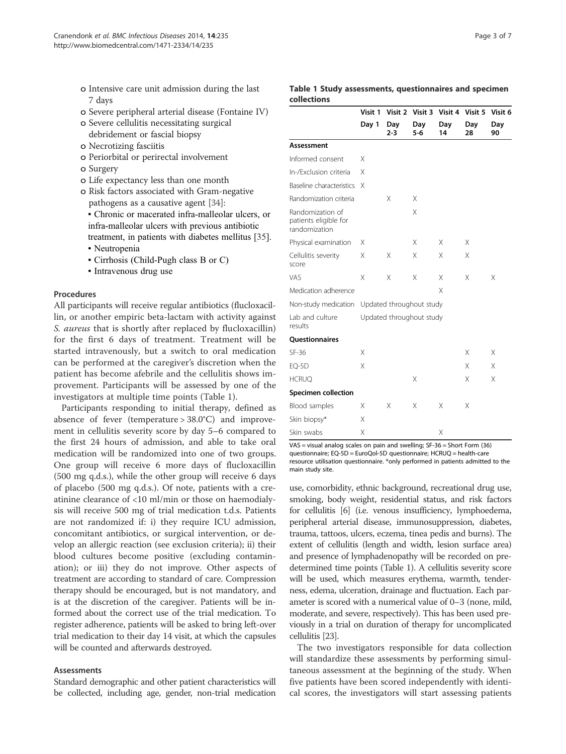- o Intensive care unit admission during the last 7 days
- o Severe peripheral arterial disease (Fontaine IV)
- o Severe cellulitis necessitating surgical debridement or fascial biopsy
- o Necrotizing fasciitis
- o Periorbital or perirectal involvement
- o Surgery
- o Life expectancy less than one month
- o Risk factors associated with Gram-negative pathogens as a causative agent [34]:
  - Chronic or macerated infra-malleolar ulcers, or infra-malleolar ulcers with previous antibiotic treatment, in patients with diabetes mellitus [35].
  - Neutropenia
  - Cirrhosis (Child-Pugh class B or C)
  - Intravenous drug use

### Procedures

All participants will receive regular antibiotics (flucloxacillin, or another empiric beta-lactam with activity against *S. aureus* that is shortly after replaced by flucloxacillin) for the first 6 days of treatment. Treatment will be started intravenously, but a switch to oral medication can be performed at the caregiver's discretion when the patient has become afebrile and the cellulitis shows improvement. Participants will be assessed by one of the investigators at multiple time points (Table 1).

Participants responding to initial therapy, defined as absence of fever (temperature > 38.0°C) and improvement in cellulitis severity score by day 5–6 compared to the first 24 hours of admission, and able to take oral medication will be randomized into one of two groups. One group will receive 6 more days of flucloxacillin (500 mg q.d.s.), while the other group will receive 6 days of placebo (500 mg q.d.s.). Of note, patients with a creatinine clearance of <10 ml/min or those on haemodialysis will receive 500 mg of trial medication t.d.s. Patients are not randomized if: i) they require ICU admission, concomitant antibiotics, or surgical intervention, or develop an allergic reaction (see exclusion criteria); ii) their blood cultures become positive (excluding contamination); or iii) they do not improve. Other aspects of treatment are according to standard of care. Compression therapy should be encouraged, but is not mandatory, and is at the discretion of the caregiver. Patients will be informed about the correct use of the trial medication. To register adherence, patients will be asked to bring left-over trial medication to their day 14 visit, at which the capsules will be counted and afterwards destroyed.

### Assessments

Standard demographic and other patient characteristics will be collected, including age, gender, non-trial medication use, comorbidity, ethnic background, recreational drug use, smoking, body weight, residential status, and risk factors for cellulitis [6] (i.e. venous insufficiency, lymphoedema, peripheral arterial disease, immunosuppression, diabetes, trauma, tattoos, ulcers, eczema, tinea pedis and burns). The extent of cellulitis (length and width, lesion surface area) and presence of lymphadenopathy will be recorded on predetermined time points (Table 1). A cellulitis severity score will be used, which measures erythema, warmth, tenderness, edema, ulceration, drainage and fluctuation. Each parameter is scored with a numerical value of 0–3 (none, mild, moderate, and severe, respectively). This has been used previously in a trial on duration of therapy for uncomplicated cellulitis [23].

The two investigators responsible for data collection will standardize these assessments by performing simultaneous assessment at the beginning of the study. When five patients have been scored independently with identical scores, the investigators will start assessing patients

**Table 1 Study assessments, questionnaires and specimen collections**

| | Visit 1 | Visit 2 | Visit 3 | Visit 4 | Visit 5 | Visit 6 |
|---|---|---|---|---|---|---|
| | Day 1 | Day 2-3 | Day 5-6 | Day 14 | Day 28 | Day 90 |
| **Assessment** | | | | | | |
| Informed consent | X | | | | | |
| In-/Exclusion criteria | X | | | | | |
| Baseline characteristics | X | | | | | |
| Randomization criteria | | X | X | | | |
| Randomization of patients eligible for randomization | | | X | | | |
| Physical examination | X | | X | X | X | |
| Cellulitis severity score | X | X | X | X | X | |
| VAS | X | X | X | X | X | X |
| Medication adherence | | | | X | | |
| Non-study medication | Updated throughout study | | | | | |
| Lab and culture results | Updated throughout study | | | | | |
| **Questionnaires** | | | | | | |
| SF-36 | X | | | | X | X |
| EQ-5D | X | | | | X | X |
| HCRUQ | | | X | | X | X |
| **Specimen collection** | | | | | | |
| Blood samples | X | X | X | X | X | |
| Skin biopsy* | X | | | | | |
| Skin swabs | X | | | X | | |

VAS = visual analog scales on pain and swelling; SF-36 = Short Form (36) questionnaire; EQ-5D = EuroQol-5D questionnaire; HCRUQ = health-care resource utilisation questionnaire. *only performed in patients admitted to the main study site.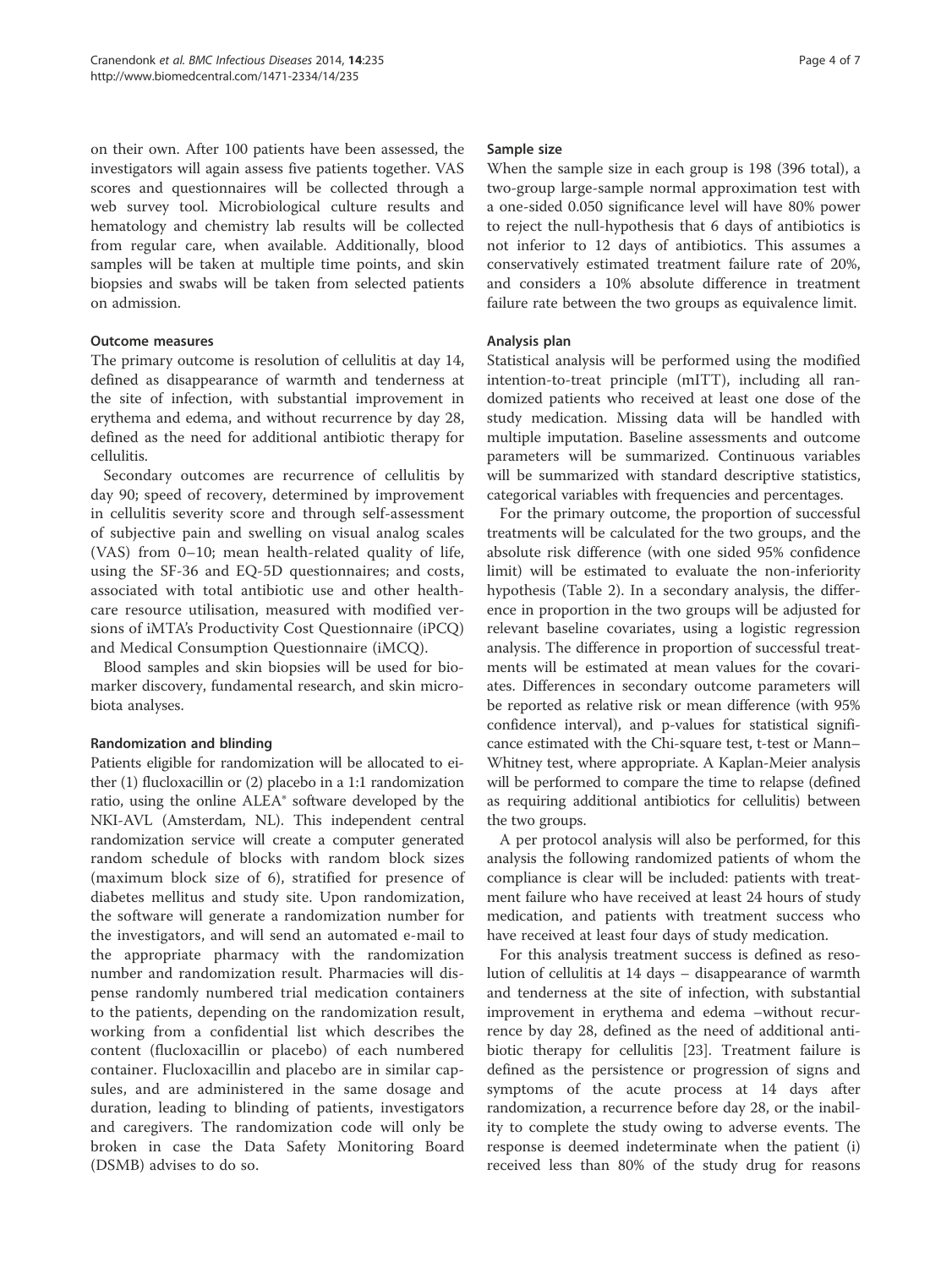on their own. After 100 patients have been assessed, the investigators will again assess five patients together. VAS scores and questionnaires will be collected through a web survey tool. Microbiological culture results and hematology and chemistry lab results will be collected from regular care, when available. Additionally, blood samples will be taken at multiple time points, and skin biopsies and swabs will be taken from selected patients on admission.

### Outcome measures

The primary outcome is resolution of cellulitis at day 14, defined as disappearance of warmth and tenderness at the site of infection, with substantial improvement in erythema and edema, and without recurrence by day 28, defined as the need for additional antibiotic therapy for cellulitis.

Secondary outcomes are recurrence of cellulitis by day 90; speed of recovery, determined by improvement in cellulitis severity score and through self-assessment of subjective pain and swelling on visual analog scales (VAS) from 0–10; mean health-related quality of life, using the SF-36 and EQ-5D questionnaires; and costs, associated with total antibiotic use and other healthcare resource utilisation, measured with modified versions of iMTA's Productivity Cost Questionnaire (iPCQ) and Medical Consumption Questionnaire (iMCQ).

Blood samples and skin biopsies will be used for biomarker discovery, fundamental research, and skin microbiota analyses.

### Randomization and blinding

Patients eligible for randomization will be allocated to either (1) flucloxacillin or (2) placebo in a 1:1 randomization ratio, using the online ALEA® software developed by the NKI-AVL (Amsterdam, NL). This independent central randomization service will create a computer generated random schedule of blocks with random block sizes (maximum block size of 6), stratified for presence of diabetes mellitus and study site. Upon randomization, the software will generate a randomization number for the investigators, and will send an automated e-mail to the appropriate pharmacy with the randomization number and randomization result. Pharmacies will dispense randomly numbered trial medication containers to the patients, depending on the randomization result, working from a confidential list which describes the content (flucloxacillin or placebo) of each numbered container. Flucloxacillin and placebo are in similar capsules, and are administered in the same dosage and duration, leading to blinding of patients, investigators and caregivers. The randomization code will only be broken in case the Data Safety Monitoring Board (DSMB) advises to do so.

### Sample size

When the sample size in each group is 198 (396 total), a two-group large-sample normal approximation test with a one-sided 0.050 significance level will have 80% power to reject the null-hypothesis that 6 days of antibiotics is not inferior to 12 days of antibiotics. This assumes a conservatively estimated treatment failure rate of 20%, and considers a 10% absolute difference in treatment failure rate between the two groups as equivalence limit.

### Analysis plan

Statistical analysis will be performed using the modified intention-to-treat principle (mITT), including all randomized patients who received at least one dose of the study medication. Missing data will be handled with multiple imputation. Baseline assessments and outcome parameters will be summarized. Continuous variables will be summarized with standard descriptive statistics, categorical variables with frequencies and percentages.

For the primary outcome, the proportion of successful treatments will be calculated for the two groups, and the absolute risk difference (with one sided 95% confidence limit) will be estimated to evaluate the non-inferiority hypothesis (Table 2). In a secondary analysis, the difference in proportion in the two groups will be adjusted for relevant baseline covariates, using a logistic regression analysis. The difference in proportion of successful treatments will be estimated at mean values for the covariates. Differences in secondary outcome parameters will be reported as relative risk or mean difference (with 95% confidence interval), and p-values for statistical significance estimated with the Chi-square test, t-test or Mann–Whitney test, where appropriate. A Kaplan-Meier analysis will be performed to compare the time to relapse (defined as requiring additional antibiotics for cellulitis) between the two groups.

A per protocol analysis will also be performed, for this analysis the following randomized patients of whom the compliance is clear will be included: patients with treatment failure who have received at least 24 hours of study medication, and patients with treatment success who have received at least four days of study medication.

For this analysis treatment success is defined as resolution of cellulitis at 14 days – disappearance of warmth and tenderness at the site of infection, with substantial improvement in erythema and edema –without recurrence by day 28, defined as the need of additional antibiotic therapy for cellulitis [23]. Treatment failure is defined as the persistence or progression of signs and symptoms of the acute process at 14 days after randomization, a recurrence before day 28, or the inability to complete the study owing to adverse events. The response is deemed indeterminate when the patient (i) received less than 80% of the study drug for reasons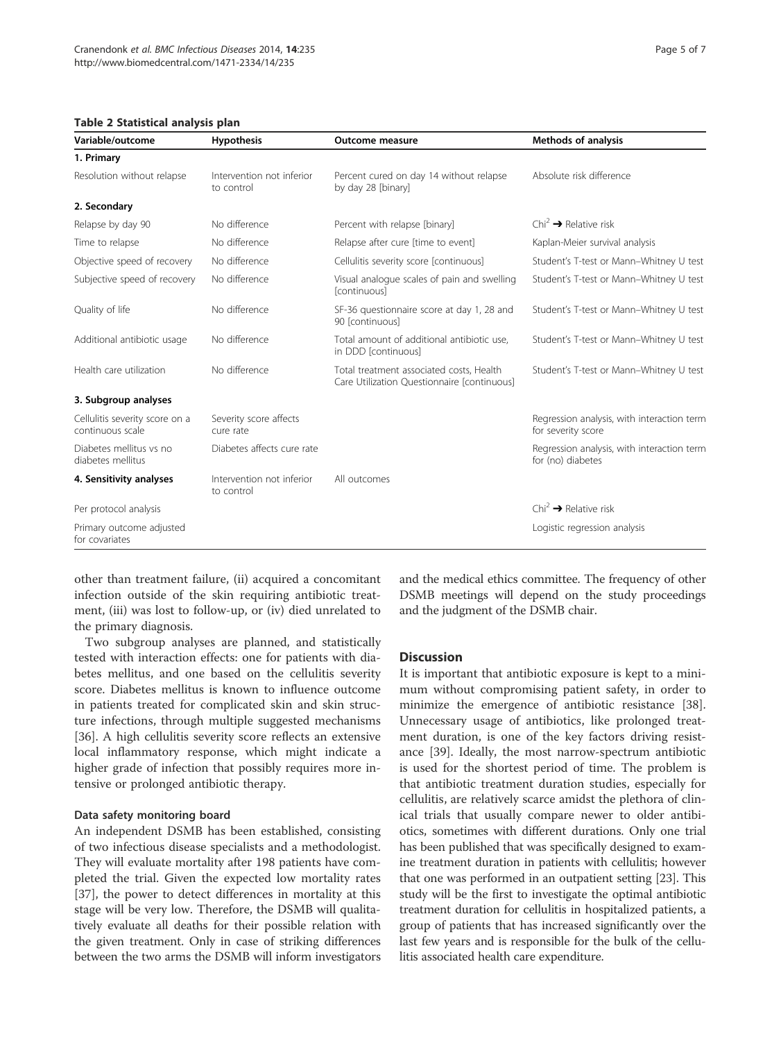**Table 2 Statistical analysis plan**

| Variable/outcome | Hypothesis | Outcome measure | Methods of analysis |
| --- | --- | --- | --- |
| **1. Primary** | | | |
| Resolution without relapse | Intervention not inferior to control | Percent cured on day 14 without relapse by day 28 [binary] | Absolute risk difference |
| **2. Secondary** | | | |
| Relapse by day 90 | No difference | Percent with relapse [binary] | $Chi^2$ ➔ Relative risk |
| Time to relapse | No difference | Relapse after cure [time to event] | Kaplan-Meier survival analysis |
| Objective speed of recovery | No difference | Cellulitis severity score [continuous] | Student's T-test or Mann–Whitney U test |
| Subjective speed of recovery | No difference | Visual analogue scales of pain and swelling [continuous] | Student's T-test or Mann–Whitney U test |
| Quality of life | No difference | SF-36 questionnaire score at day 1, 28 and 90 [continuous] | Student's T-test or Mann–Whitney U test |
| Additional antibiotic usage | No difference | Total amount of additional antibiotic use, in DDD [continuous] | Student's T-test or Mann–Whitney U test |
| Health care utilization | No difference | Total treatment associated costs, Health Care Utilization Questionnaire [continuous] | Student's T-test or Mann–Whitney U test |
| **3. Subgroup analyses** | | | |
| Cellulitis severity score on a continuous scale | Severity score affects cure rate | | Regression analysis, with interaction term for severity score |
| Diabetes mellitus vs no diabetes mellitus | Diabetes affects cure rate | | Regression analysis, with interaction term for (no) diabetes |
| **4. Sensitivity analyses** | Intervention not inferior to control | All outcomes | |
| Per protocol analysis | | | $Chi^2$ ➔ Relative risk |
| Primary outcome adjusted for covariates | | | Logistic regression analysis |

other than treatment failure, (ii) acquired a concomitant infection outside of the skin requiring antibiotic treatment, (iii) was lost to follow-up, or (iv) died unrelated to the primary diagnosis.

Two subgroup analyses are planned, and statistically tested with interaction effects: one for patients with diabetes mellitus, and one based on the cellulitis severity score. Diabetes mellitus is known to influence outcome in patients treated for complicated skin and skin structure infections, through multiple suggested mechanisms [36]. A high cellulitis severity score reflects an extensive local inflammatory response, which might indicate a higher grade of infection that possibly requires more intensive or prolonged antibiotic therapy.

### Data safety monitoring board

An independent DSMB has been established, consisting of two infectious disease specialists and a methodologist. They will evaluate mortality after 198 patients have completed the trial. Given the expected low mortality rates [37], the power to detect differences in mortality at this stage will be very low. Therefore, the DSMB will qualitatively evaluate all deaths for their possible relation with the given treatment. Only in case of striking differences between the two arms the DSMB will inform investigators and the medical ethics committee. The frequency of other DSMB meetings will depend on the study proceedings and the judgment of the DSMB chair.

## Discussion

It is important that antibiotic exposure is kept to a minimum without compromising patient safety, in order to minimize the emergence of antibiotic resistance [38]. Unnecessary usage of antibiotics, like prolonged treatment duration, is one of the key factors driving resistance [39]. Ideally, the most narrow-spectrum antibiotic is used for the shortest period of time. The problem is that antibiotic treatment duration studies, especially for cellulitis, are relatively scarce amidst the plethora of clinical trials that usually compare newer to older antibiotics, sometimes with different durations. Only one trial has been published that was specifically designed to examine treatment duration in patients with cellulitis; however that one was performed in an outpatient setting [23]. This study will be the first to investigate the optimal antibiotic treatment duration for cellulitis in hospitalized patients, a group of patients that has increased significantly over the last few years and is responsible for the bulk of the cellulitis associated health care expenditure.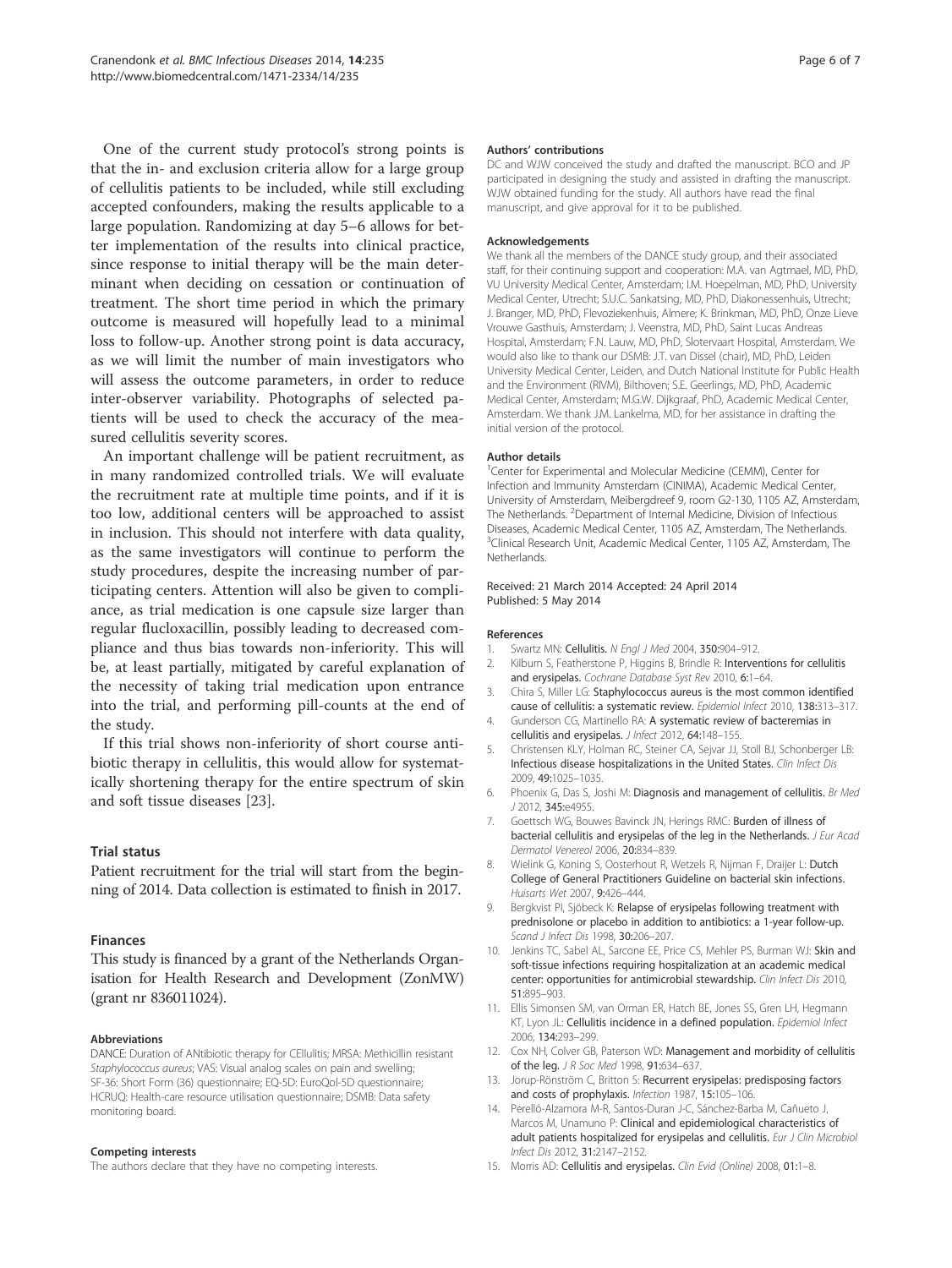One of the current study protocol's strong points is that the in- and exclusion criteria allow for a large group of cellulitis patients to be included, while still excluding accepted confounders, making the results applicable to a large population. Randomizing at day 5–6 allows for better implementation of the results into clinical practice, since response to initial therapy will be the main determinant when deciding on cessation or continuation of treatment. The short time period in which the primary outcome is measured will hopefully lead to a minimal loss to follow-up. Another strong point is data accuracy, as we will limit the number of main investigators who will assess the outcome parameters, in order to reduce inter-observer variability. Photographs of selected patients will be used to check the accuracy of the measured cellulitis severity scores.

An important challenge will be patient recruitment, as in many randomized controlled trials. We will evaluate the recruitment rate at multiple time points, and if it is too low, additional centers will be approached to assist in inclusion. This should not interfere with data quality, as the same investigators will continue to perform the study procedures, despite the increasing number of participating centers. Attention will also be given to compliance, as trial medication is one capsule size larger than regular flucloxacillin, possibly leading to decreased compliance and thus bias towards non-inferiority. This will be, at least partially, mitigated by careful explanation of the necessity of taking trial medication upon entrance into the trial, and performing pill-counts at the end of the study.

If this trial shows non-inferiority of short course antibiotic therapy in cellulitis, this would allow for systematically shortening therapy for the entire spectrum of skin and soft tissue diseases [23].

## Trial status

Patient recruitment for the trial will start from the beginning of 2014. Data collection is estimated to finish in 2017.

## Finances

This study is financed by a grant of the Netherlands Organisation for Health Research and Development (ZonMW) (grant nr 836011024).

#### Abbreviations

DANCE: Duration of ANtibiotic therapy for CEllulitis; MRSA: Methicillin resistant *Staphylococcus aureus*; VAS: Visual analog scales on pain and swelling; SF-36: Short Form (36) questionnaire; EQ-5D: EuroQol-5D questionnaire; HCRUQ: Health-care resource utilisation questionnaire; DSMB: Data safety monitoring board.

#### Competing interests

The authors declare that they have no competing interests.

#### Authors' contributions

DC and WJW conceived the study and drafted the manuscript. BCO and JP participated in designing the study and assisted in drafting the manuscript. WJW obtained funding for the study. All authors have read the final manuscript, and give approval for it to be published.

#### Acknowledgements

We thank all the members of the DANCE study group, and their associated staff, for their continuing support and cooperation: M.A. van Agtmael, MD, PhD, VU University Medical Center, Amsterdam; I.M. Hoepelman, MD, PhD, University Medical Center, Utrecht; S.U.C. Sankatsing, MD, PhD, Diakonessenhuis, Utrecht; J. Branger, MD, PhD, Flevoziekenhuis, Almere; K. Brinkman, MD, PhD, Onze Lieve Vrouwe Gasthuis, Amsterdam; J. Veenstra, MD, PhD, Saint Lucas Andreas Hospital, Amsterdam; F.N. Lauw, MD, PhD, Slotervaart Hospital, Amsterdam. We would also like to thank our DSMB: J.T. van Dissel (chair), MD, PhD, Leiden University Medical Center, Leiden, and Dutch National Institute for Public Health and the Environment (RIVM), Bilthoven; S.E. Geerlings, MD, PhD, Academic Medical Center, Amsterdam; M.G.W. Dijkgraaf, PhD, Academic Medical Center, Amsterdam. We thank J.M. Lankelma, MD, for her assistance in drafting the initial version of the protocol.

#### Author details

[1]Center for Experimental and Molecular Medicine (CEMM), Center for Infection and Immunity Amsterdam (CINIMA), Academic Medical Center, University of Amsterdam, Meibergdreef 9, room G2-130, 1105 AZ, Amsterdam, The Netherlands. [2]Department of Internal Medicine, Division of Infectious Diseases, Academic Medical Center, 1105 AZ, Amsterdam, The Netherlands. [3]Clinical Research Unit, Academic Medical Center, 1105 AZ, Amsterdam, The Netherlands.

Received: 21 March 2014 Accepted: 24 April 2014
Published: 5 May 2014

#### References

1. Swartz MN: **Cellulitis.** *N Engl J Med* 2004, **350:**904–912.
2. Kilburn S, Featherstone P, Higgins B, Brindle R: **Interventions for cellulitis and erysipelas.** *Cochrane Database Syst Rev* 2010, **6:**1–64.
3. Chira S, Miller LG: **Staphylococcus aureus is the most common identified cause of cellulitis: a systematic review.** *Epidemiol Infect* 2010, **138:**313–317.
4. Gunderson CG, Martinello RA: **A systematic review of bacteremias in cellulitis and erysipelas.** *J Infect* 2012, **64:**148–155.
5. Christensen KLY, Holman RC, Steiner CA, Sejvar JJ, Stoll BJ, Schonberger LB: **Infectious disease hospitalizations in the United States.** *Clin Infect Dis* 2009, **49:**1025–1035.
6. Phoenix G, Das S, Joshi M: **Diagnosis and management of cellulitis.** *Br Med J* 2012, **345:**e4955.
7. Goettsch WG, Bouwes Bavinck JN, Herings RMC: **Burden of illness of bacterial cellulitis and erysipelas of the leg in the Netherlands.** *J Eur Acad Dermatol Venereol* 2006, **20:**834–839.
8. Wielink G, Koning S, Oosterhout R, Wetzels R, Nijman F, Draijer L: **Dutch College of General Practitioners Guideline on bacterial skin infections.** *Huisarts Wet* 2007, **9:**426–444.
9. Bergkvist PI, Sjöbeck K: **Relapse of erysipelas following treatment with prednisolone or placebo in addition to antibiotics: a 1-year follow-up.** *Scand J Infect Dis* 1998, **30:**206–207.
10. Jenkins TC, Sabel AL, Sarcone EE, Price CS, Mehler PS, Burman WJ: **Skin and soft-tissue infections requiring hospitalization at an academic medical center: opportunities for antimicrobial stewardship.** *Clin Infect Dis* 2010, **51:**895–903.
11. Ellis Simonsen SM, van Orman ER, Hatch BE, Jones SS, Gren LH, Hegmann KT, Lyon JL: **Cellulitis incidence in a defined population.** *Epidemiol Infect* 2006, **134:**293–299.
12. Cox NH, Colver GB, Paterson WD: **Management and morbidity of cellulitis of the leg.** *J R Soc Med* 1998, **91:**634–637.
13. Jorup-Rönström C, Britton S: **Recurrent erysipelas: predisposing factors and costs of prophylaxis.** *Infection* 1987, **15:**105–106.
14. Perelló-Alzamora M-R, Santos-Duran J-C, Sánchez-Barba M, Cañueto J, Marcos M, Unamuno P: **Clinical and epidemiological characteristics of adult patients hospitalized for erysipelas and cellulitis.** *Eur J Clin Microbiol Infect Dis* 2012, **31:**2147–2152.
15. Morris AD: **Cellulitis and erysipelas.** *Clin Evid (Online)* 2008, **01:**1–8.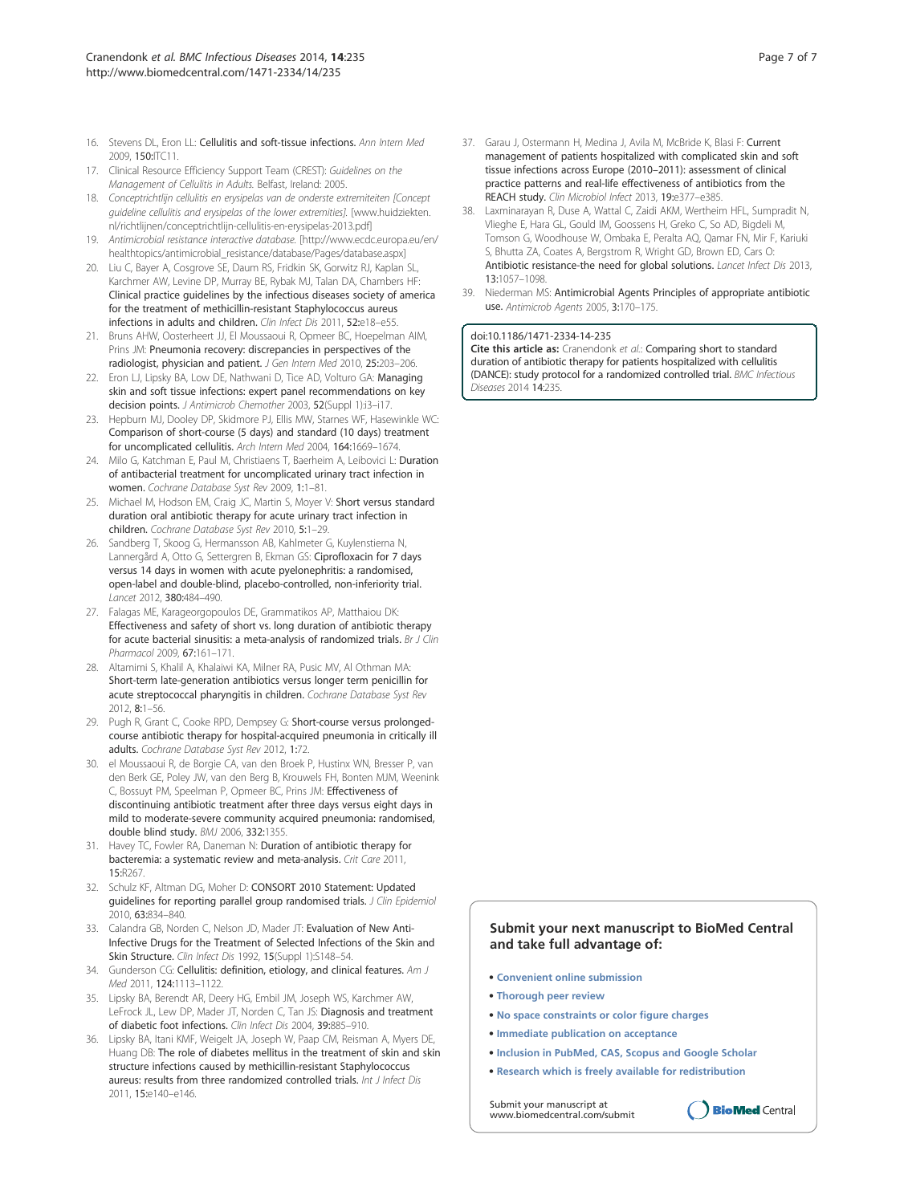16. Stevens DL, Eron LL: **Cellulitis and soft-tissue infections.** *Ann Intern Med* 2009, **150:**ITC11.
17. Clinical Resource Efficiency Support Team (CREST): *Guidelines on the Management of Cellulitis in Adults.* Belfast, Ireland: 2005.
18. *Conceptrichtlijn cellulitis en erysipelas van de onderste extremiteiten [Concept guideline cellulitis and erysipelas of the lower extremities].* [www.huidziekten.nl/richtlijnen/conceptrichtlijn-cellulitis-en-erysipelas-2013.pdf]
19. *Antimicrobial resistance interactive database.* [http://www.ecdc.europa.eu/en/healthtopics/antimicrobial_resistance/database/Pages/database.aspx]
20. Liu C, Bayer A, Cosgrove SE, Daum RS, Fridkin SK, Gorwitz RJ, Kaplan SL, Karchmer AW, Levine DP, Murray BE, Rybak MJ, Talan DA, Chambers HF: **Clinical practice guidelines by the infectious diseases society of america for the treatment of methicillin-resistant Staphylococcus aureus infections in adults and children.** *Clin Infect Dis* 2011, **52:**e18–e55.
21. Bruns AHW, Oosterheert JJ, El Moussaoui R, Opmeer BC, Hoepelman AIM, Prins JM: **Pneumonia recovery: discrepancies in perspectives of the radiologist, physician and patient.** *J Gen Intern Med* 2010, **25:**203–206.
22. Eron LJ, Lipsky BA, Low DE, Nathwani D, Tice AD, Volturo GA: **Managing skin and soft tissue infections: expert panel recommendations on key decision points.** *J Antimicrob Chemother* 2003, **52**(Suppl 1):i3–i17.
23. Hepburn MJ, Dooley DP, Skidmore PJ, Ellis MW, Starnes WF, Hasewinkle WC: **Comparison of short-course (5 days) and standard (10 days) treatment for uncomplicated cellulitis.** *Arch Intern Med* 2004, **164:**1669–1674.
24. Milo G, Katchman E, Paul M, Christiaens T, Baerheim A, Leibovici L: **Duration of antibacterial treatment for uncomplicated urinary tract infection in women.** *Cochrane Database Syst Rev* 2009, **1:**1–81.
25. Michael M, Hodson EM, Craig JC, Martin S, Moyer V: **Short versus standard duration oral antibiotic therapy for acute urinary tract infection in children.** *Cochrane Database Syst Rev* 2010, **5:**1–29.
26. Sandberg T, Skoog G, Hermansson AB, Kahlmeter G, Kuylenstierna N, Lannergård A, Otto G, Settergren B, Ekman GS: **Ciprofloxacin for 7 days versus 14 days in women with acute pyelonephritis: a randomised, open-label and double-blind, placebo-controlled, non-inferiority trial.** *Lancet* 2012, **380:**484–490.
27. Falagas ME, Karageorgopoulos DE, Grammatikos AP, Matthaiou DK: **Effectiveness and safety of short vs. long duration of antibiotic therapy for acute bacterial sinusitis: a meta-analysis of randomized trials.** *Br J Clin Pharmacol* 2009, **67:**161–171.
28. Altamimi S, Khalil A, Khalaiwi KA, Milner RA, Pusic MV, Al Othman MA: **Short-term late-generation antibiotics versus longer term penicillin for acute streptococcal pharyngitis in children.** *Cochrane Database Syst Rev* 2012, **8:**1–56.
29. Pugh R, Grant C, Cooke RPD, Dempsey G: **Short-course versus prolonged-course antibiotic therapy for hospital-acquired pneumonia in critically ill adults.** *Cochrane Database Syst Rev* 2012, **1:**72.
30. el Moussaoui R, de Borgie CA, van den Broek P, Hustinx WN, Bresser P, van den Berk GE, Poley JW, van den Berg B, Krouwels FH, Bonten MJM, Weenink C, Bossuyt PM, Speelman P, Opmeer BC, Prins JM: **Effectiveness of discontinuing antibiotic treatment after three days versus eight days in mild to moderate-severe community acquired pneumonia: randomised, double blind study.** *BMJ* 2006, **332:**1355.
31. Havey TC, Fowler RA, Daneman N: **Duration of antibiotic therapy for bacteremia: a systematic review and meta-analysis.** *Crit Care* 2011, **15:**R267.
32. Schulz KF, Altman DG, Moher D: **CONSORT 2010 Statement: Updated guidelines for reporting parallel group randomised trials.** *J Clin Epidemiol* 2010, **63:**834–840.
33. Calandra GB, Norden C, Nelson JD, Mader JT: **Evaluation of New Anti-Infective Drugs for the Treatment of Selected Infections of the Skin and Skin Structure.** *Clin Infect Dis* 1992, **15**(Suppl 1):S148–54.
34. Gunderson CG: **Cellulitis: definition, etiology, and clinical features.** *Am J Med* 2011, **124:**1113–1122.
35. Lipsky BA, Berendt AR, Deery HG, Embil JM, Joseph WS, Karchmer AW, LeFrock JL, Lew DP, Mader JT, Norden C, Tan JS: **Diagnosis and treatment of diabetic foot infections.** *Clin Infect Dis* 2004, **39:**885–910.
36. Lipsky BA, Itani KMF, Weigelt JA, Joseph W, Paap CM, Reisman A, Myers DE, Huang DB: **The role of diabetes mellitus in the treatment of skin and skin structure infections caused by methicillin-resistant Staphylococcus aureus: results from three randomized controlled trials.** *Int J Infect Dis* 2011, **15:**e140–e146.
37. Garau J, Ostermann H, Medina J, Avila M, McBride K, Blasi F: **Current management of patients hospitalized with complicated skin and soft tissue infections across Europe (2010–2011): assessment of clinical practice patterns and real-life effectiveness of antibiotics from the REACH study.** *Clin Microbiol Infect* 2013, **19:**e377–e385.
38. Laxminarayan R, Duse A, Wattal C, Zaidi AKM, Wertheim HFL, Sumpradit N, Vlieghe E, Hara GL, Gould IM, Goossens H, Greko C, So AD, Bigdeli M, Tomson G, Woodhouse W, Ombaka E, Peralta AQ, Qamar FN, Mir F, Kariuki S, Bhutta ZA, Coates A, Bergstrom R, Wright GD, Brown ED, Cars O: **Antibiotic resistance-the need for global solutions.** *Lancet Infect Dis* 2013, **13:**1057–1098.
39. Niederman MS: **Antimicrobial Agents Principles of appropriate antibiotic use.** *Antimicrob Agents* 2005, **3:**170–175.

doi:10.1186/1471-2334-14-235
**Cite this article as:** Cranendonk *et al.*: Comparing short to standard duration of antibiotic therapy for patients hospitalized with cellulitis (DANCE): study protocol for a randomized controlled trial. *BMC Infectious Diseases* 2014 **14**:235.

**Submit your next manuscript to BioMed Central and take full advantage of:**

- **Convenient online submission**
- **Thorough peer review**
- **No space constraints or color figure charges**
- **Immediate publication on acceptance**
- **Inclusion in PubMed, CAS, Scopus and Google Scholar**
- **Research which is freely available for redistribution**

Submit your manuscript at
www.biomedcentral.com/submit

BioMed Central